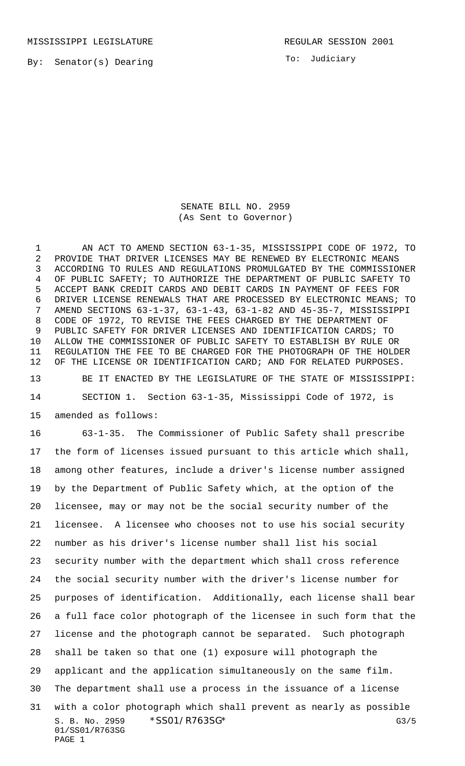MISSISSIPPI LEGISLATURE REGULAR SESSION 2001

By: Senator(s) Dearing

To: Judiciary

SENATE BILL NO. 2959
(As Sent to Governor)

AN ACT TO AMEND SECTION 63-1-35, MISSISSIPPI CODE OF 1972, TO PROVIDE THAT DRIVER LICENSES MAY BE RENEWED BY ELECTRONIC MEANS ACCORDING TO RULES AND REGULATIONS PROMULGATED BY THE COMMISSIONER OF PUBLIC SAFETY; TO AUTHORIZE THE DEPARTMENT OF PUBLIC SAFETY TO ACCEPT BANK CREDIT CARDS AND DEBIT CARDS IN PAYMENT OF FEES FOR DRIVER LICENSE RENEWALS THAT ARE PROCESSED BY ELECTRONIC MEANS; TO AMEND SECTIONS 63-1-37, 63-1-43, 63-1-82 AND 45-35-7, MISSISSIPPI CODE OF 1972, TO REVISE THE FEES CHARGED BY THE DEPARTMENT OF PUBLIC SAFETY FOR DRIVER LICENSES AND IDENTIFICATION CARDS; TO ALLOW THE COMMISSIONER OF PUBLIC SAFETY TO ESTABLISH BY RULE OR REGULATION THE FEE TO BE CHARGED FOR THE PHOTOGRAPH OF THE HOLDER OF THE LICENSE OR IDENTIFICATION CARD; AND FOR RELATED PURPOSES.

BE IT ENACTED BY THE LEGISLATURE OF THE STATE OF MISSISSIPPI:

SECTION 1. Section 63-1-35, Mississippi Code of 1972, is amended as follows:

63-1-35. The Commissioner of Public Safety shall prescribe the form of licenses issued pursuant to this article which shall, among other features, include a driver's license number assigned by the Department of Public Safety which, at the option of the licensee, may or may not be the social security number of the licensee. A licensee who chooses not to use his social security number as his driver's license number shall list his social security number with the department which shall cross reference the social security number with the driver's license number for purposes of identification. Additionally, each license shall bear a full face color photograph of the licensee in such form that the license and the photograph cannot be separated. Such photograph shall be taken so that one (1) exposure will photograph the applicant and the application simultaneously on the same film. The department shall use a process in the issuance of a license with a color photograph which shall prevent as nearly as possible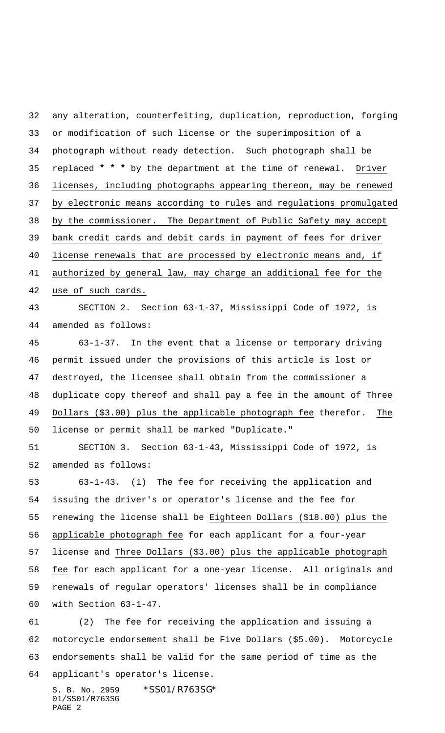any alteration, counterfeiting, duplication, reproduction, forging or modification of such license or the superimposition of a photograph without ready detection. Such photograph shall be replaced * * * by the department at the time of renewal. Driver licenses, including photographs appearing thereon, may be renewed by electronic means according to rules and regulations promulgated by the commissioner. The Department of Public Safety may accept bank credit cards and debit cards in payment of fees for driver license renewals that are processed by electronic means and, if authorized by general law, may charge an additional fee for the use of such cards.

SECTION 2. Section 63-1-37, Mississippi Code of 1972, is amended as follows:

63-1-37. In the event that a license or temporary driving permit issued under the provisions of this article is lost or destroyed, the licensee shall obtain from the commissioner a duplicate copy thereof and shall pay a fee in the amount of Three Dollars ($3.00) plus the applicable photograph fee therefor. The license or permit shall be marked "Duplicate."

SECTION 3. Section 63-1-43, Mississippi Code of 1972, is amended as follows:

63-1-43. (1) The fee for receiving the application and issuing the driver's or operator's license and the fee for renewing the license shall be Eighteen Dollars ($18.00) plus the applicable photograph fee for each applicant for a four-year license and Three Dollars ($3.00) plus the applicable photograph fee for each applicant for a one-year license. All originals and renewals of regular operators' licenses shall be in compliance with Section 63-1-47.

(2) The fee for receiving the application and issuing a motorcycle endorsement shall be Five Dollars ($5.00). Motorcycle endorsements shall be valid for the same period of time as the applicant's operator's license.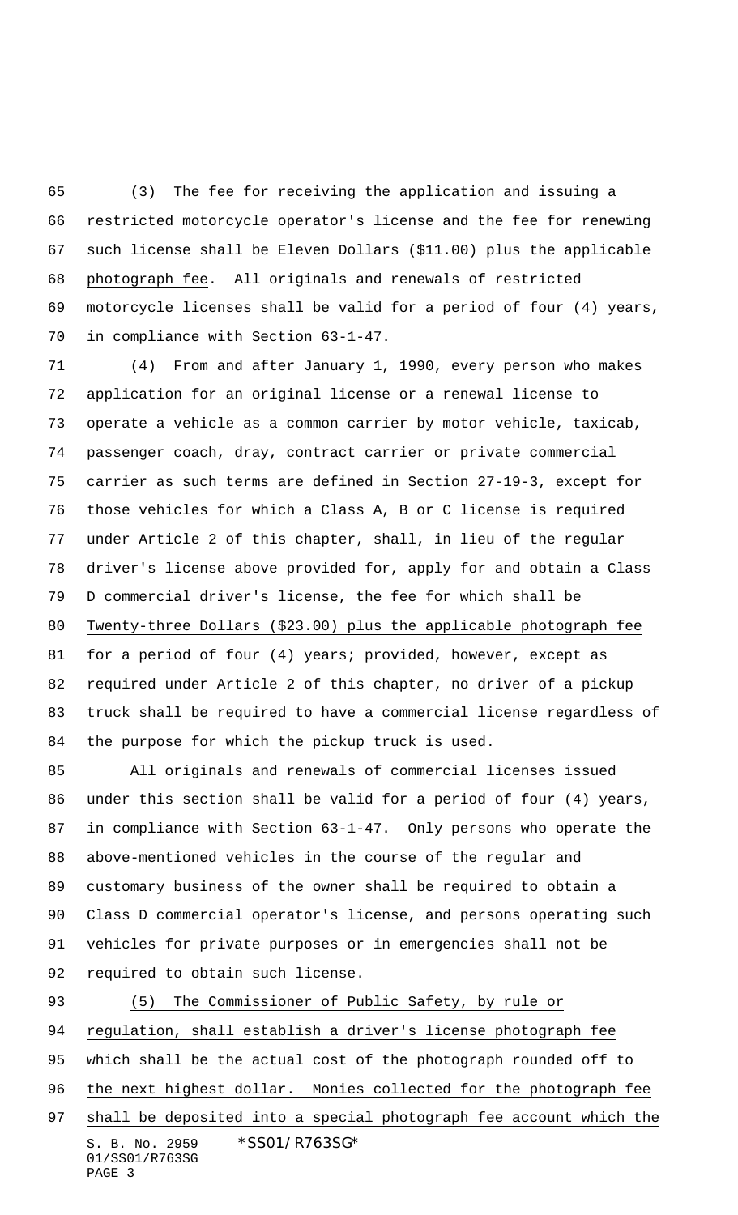(3) The fee for receiving the application and issuing a restricted motorcycle operator's license and the fee for renewing such license shall be Eleven Dollars ($11.00) plus the applicable photograph fee. All originals and renewals of restricted motorcycle licenses shall be valid for a period of four (4) years, in compliance with Section 63-1-47.

(4) From and after January 1, 1990, every person who makes application for an original license or a renewal license to operate a vehicle as a common carrier by motor vehicle, taxicab, passenger coach, dray, contract carrier or private commercial carrier as such terms are defined in Section 27-19-3, except for those vehicles for which a Class A, B or C license is required under Article 2 of this chapter, shall, in lieu of the regular driver's license above provided for, apply for and obtain a Class D commercial driver's license, the fee for which shall be Twenty-three Dollars ($23.00) plus the applicable photograph fee for a period of four (4) years; provided, however, except as required under Article 2 of this chapter, no driver of a pickup truck shall be required to have a commercial license regardless of the purpose for which the pickup truck is used.

All originals and renewals of commercial licenses issued under this section shall be valid for a period of four (4) years, in compliance with Section 63-1-47. Only persons who operate the above-mentioned vehicles in the course of the regular and customary business of the owner shall be required to obtain a Class D commercial operator's license, and persons operating such vehicles for private purposes or in emergencies shall not be required to obtain such license.

(5) The Commissioner of Public Safety, by rule or regulation, shall establish a driver's license photograph fee which shall be the actual cost of the photograph rounded off to the next highest dollar. Monies collected for the photograph fee shall be deposited into a special photograph fee account which the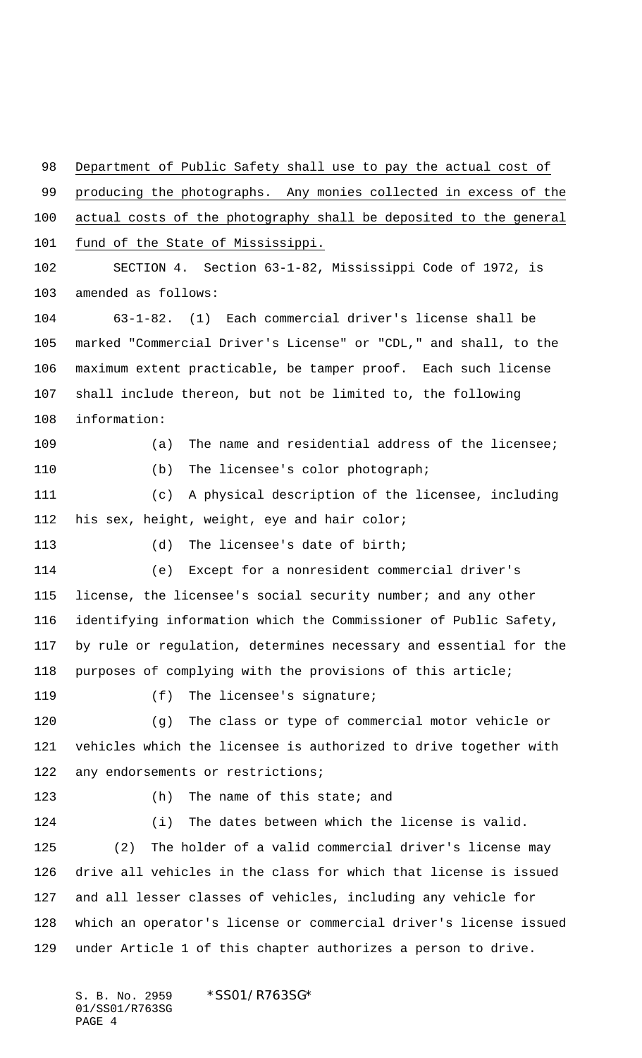Department of Public Safety shall use to pay the actual cost of producing the photographs. Any monies collected in excess of the actual costs of the photography shall be deposited to the general fund of the State of Mississippi.

SECTION 4. Section 63-1-82, Mississippi Code of 1972, is amended as follows:

63-1-82. (1) Each commercial driver's license shall be marked "Commercial Driver's License" or "CDL," and shall, to the maximum extent practicable, be tamper proof. Each such license shall include thereon, but not be limited to, the following information:

(a) The name and residential address of the licensee;

(b) The licensee's color photograph;

(c) A physical description of the licensee, including his sex, height, weight, eye and hair color;

(d) The licensee's date of birth;

(e) Except for a nonresident commercial driver's license, the licensee's social security number; and any other identifying information which the Commissioner of Public Safety, by rule or regulation, determines necessary and essential for the purposes of complying with the provisions of this article;

(f) The licensee's signature;

(g) The class or type of commercial motor vehicle or vehicles which the licensee is authorized to drive together with any endorsements or restrictions;

(h) The name of this state; and

(i) The dates between which the license is valid.

(2) The holder of a valid commercial driver's license may drive all vehicles in the class for which that license is issued and all lesser classes of vehicles, including any vehicle for which an operator's license or commercial driver's license issued under Article 1 of this chapter authorizes a person to drive.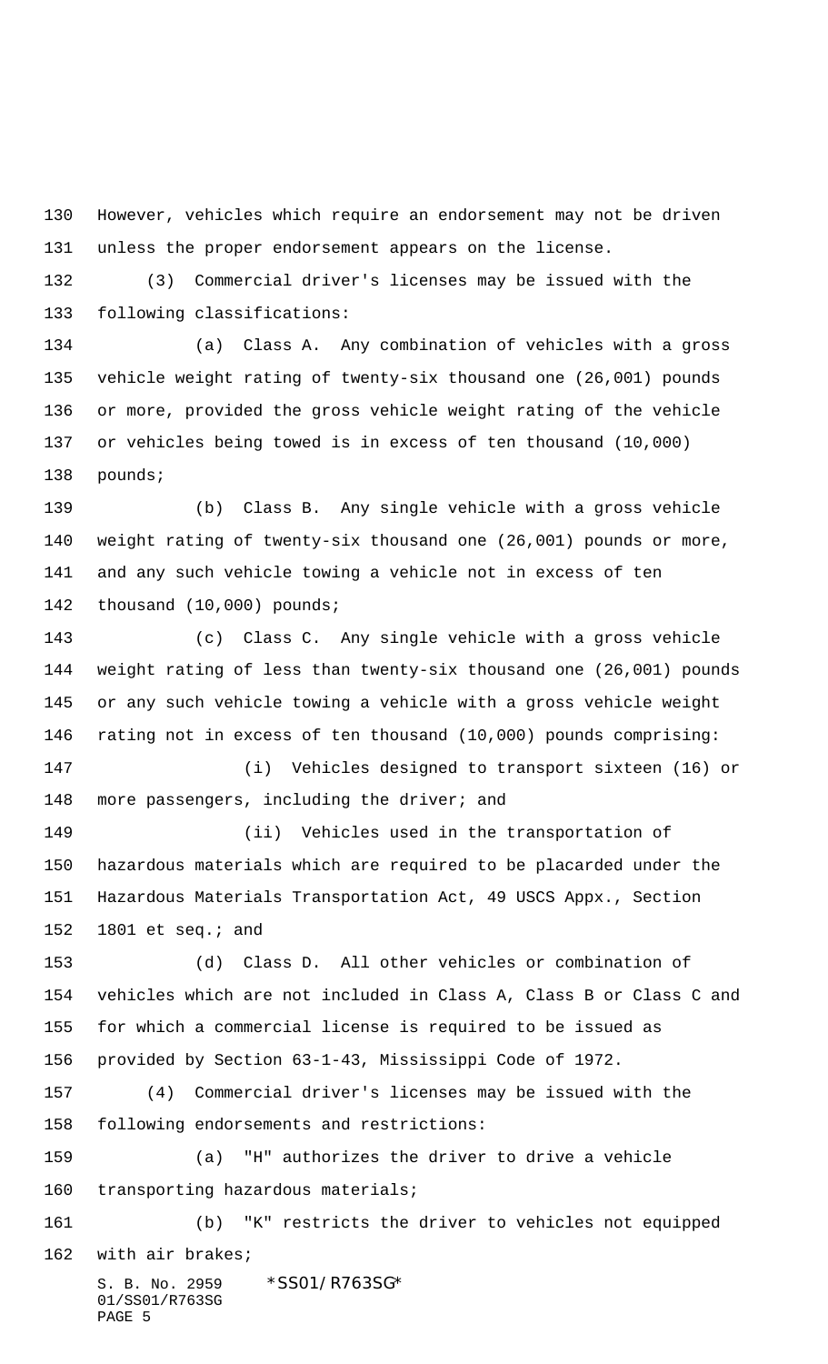However, vehicles which require an endorsement may not be driven unless the proper endorsement appears on the license.

(3) Commercial driver's licenses may be issued with the following classifications:

(a) Class A. Any combination of vehicles with a gross vehicle weight rating of twenty-six thousand one (26,001) pounds or more, provided the gross vehicle weight rating of the vehicle or vehicles being towed is in excess of ten thousand (10,000) pounds;

(b) Class B. Any single vehicle with a gross vehicle weight rating of twenty-six thousand one (26,001) pounds or more, and any such vehicle towing a vehicle not in excess of ten thousand (10,000) pounds;

(c) Class C. Any single vehicle with a gross vehicle weight rating of less than twenty-six thousand one (26,001) pounds or any such vehicle towing a vehicle with a gross vehicle weight rating not in excess of ten thousand (10,000) pounds comprising:

(i) Vehicles designed to transport sixteen (16) or more passengers, including the driver; and

(ii) Vehicles used in the transportation of hazardous materials which are required to be placarded under the Hazardous Materials Transportation Act, 49 USCS Appx., Section 1801 et seq.; and

(d) Class D. All other vehicles or combination of vehicles which are not included in Class A, Class B or Class C and for which a commercial license is required to be issued as provided by Section 63-1-43, Mississippi Code of 1972.

(4) Commercial driver's licenses may be issued with the following endorsements and restrictions:

(a) "H" authorizes the driver to drive a vehicle transporting hazardous materials;

(b) "K" restricts the driver to vehicles not equipped with air brakes;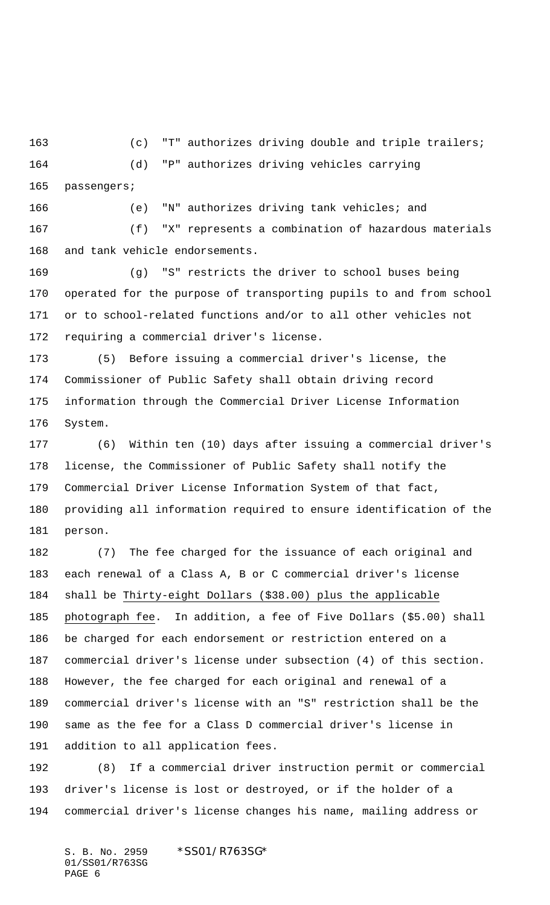(c) "T" authorizes driving double and triple trailers;

(d) "P" authorizes driving vehicles carrying passengers;

(e) "N" authorizes driving tank vehicles; and

(f) "X" represents a combination of hazardous materials and tank vehicle endorsements.

(g) "S" restricts the driver to school buses being operated for the purpose of transporting pupils to and from school or to school-related functions and/or to all other vehicles not requiring a commercial driver's license.

(5) Before issuing a commercial driver's license, the Commissioner of Public Safety shall obtain driving record information through the Commercial Driver License Information System.

(6) Within ten (10) days after issuing a commercial driver's license, the Commissioner of Public Safety shall notify the Commercial Driver License Information System of that fact, providing all information required to ensure identification of the person.

(7) The fee charged for the issuance of each original and each renewal of a Class A, B or C commercial driver's license shall be <u>Thirty-eight Dollars ($38.00) plus the applicable photograph fee</u>. In addition, a fee of Five Dollars ($5.00) shall be charged for each endorsement or restriction entered on a commercial driver's license under subsection (4) of this section. However, the fee charged for each original and renewal of a commercial driver's license with an "S" restriction shall be the same as the fee for a Class D commercial driver's license in addition to all application fees.

(8) If a commercial driver instruction permit or commercial driver's license is lost or destroyed, or if the holder of a commercial driver's license changes his name, mailing address or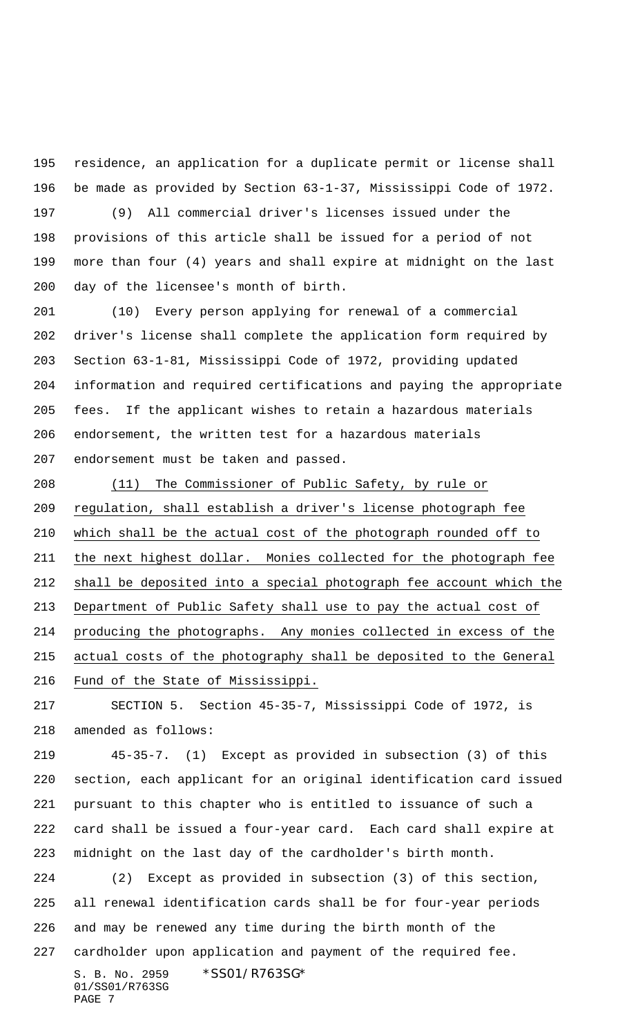residence, an application for a duplicate permit or license shall be made as provided by Section 63-1-37, Mississippi Code of 1972.

(9) All commercial driver's licenses issued under the provisions of this article shall be issued for a period of not more than four (4) years and shall expire at midnight on the last day of the licensee's month of birth.

(10) Every person applying for renewal of a commercial driver's license shall complete the application form required by Section 63-1-81, Mississippi Code of 1972, providing updated information and required certifications and paying the appropriate fees. If the applicant wishes to retain a hazardous materials endorsement, the written test for a hazardous materials endorsement must be taken and passed.

<u>(11) The Commissioner of Public Safety, by rule or regulation, shall establish a driver's license photograph fee which shall be the actual cost of the photograph rounded off to the next highest dollar. Monies collected for the photograph fee shall be deposited into a special photograph fee account which the Department of Public Safety shall use to pay the actual cost of producing the photographs. Any monies collected in excess of the actual costs of the photography shall be deposited to the General Fund of the State of Mississippi.</u>

SECTION 5. Section 45-35-7, Mississippi Code of 1972, is amended as follows:

45-35-7. (1) Except as provided in subsection (3) of this section, each applicant for an original identification card issued pursuant to this chapter who is entitled to issuance of such a card shall be issued a four-year card. Each card shall expire at midnight on the last day of the cardholder's birth month.

(2) Except as provided in subsection (3) of this section, all renewal identification cards shall be for four-year periods and may be renewed any time during the birth month of the cardholder upon application and payment of the required fee.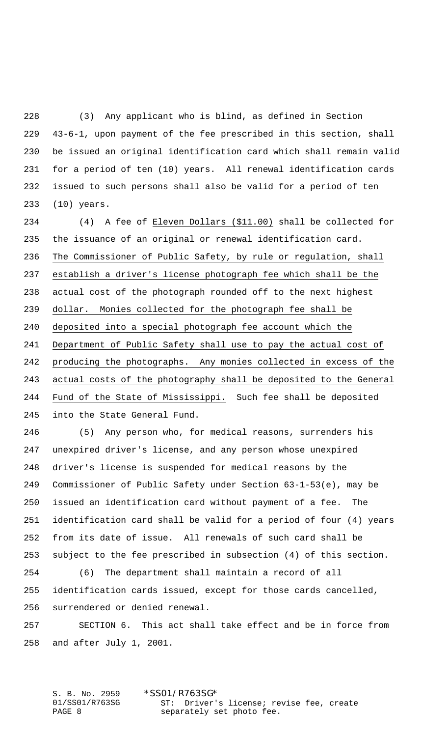(3) Any applicant who is blind, as defined in Section 43-6-1, upon payment of the fee prescribed in this section, shall be issued an original identification card which shall remain valid for a period of ten (10) years. All renewal identification cards issued to such persons shall also be valid for a period of ten (10) years.

(4) A fee of Eleven Dollars ($11.00) shall be collected for the issuance of an original or renewal identification card. The Commissioner of Public Safety, by rule or regulation, shall establish a driver's license photograph fee which shall be the actual cost of the photograph rounded off to the next highest dollar. Monies collected for the photograph fee shall be deposited into a special photograph fee account which the Department of Public Safety shall use to pay the actual cost of producing the photographs. Any monies collected in excess of the actual costs of the photography shall be deposited to the General Fund of the State of Mississippi. Such fee shall be deposited into the State General Fund.

(5) Any person who, for medical reasons, surrenders his unexpired driver's license, and any person whose unexpired driver's license is suspended for medical reasons by the Commissioner of Public Safety under Section 63-1-53(e), may be issued an identification card without payment of a fee. The identification card shall be valid for a period of four (4) years from its date of issue. All renewals of such card shall be subject to the fee prescribed in subsection (4) of this section.

(6) The department shall maintain a record of all identification cards issued, except for those cards cancelled, surrendered or denied renewal.

SECTION 6. This act shall take effect and be in force from and after July 1, 2001.